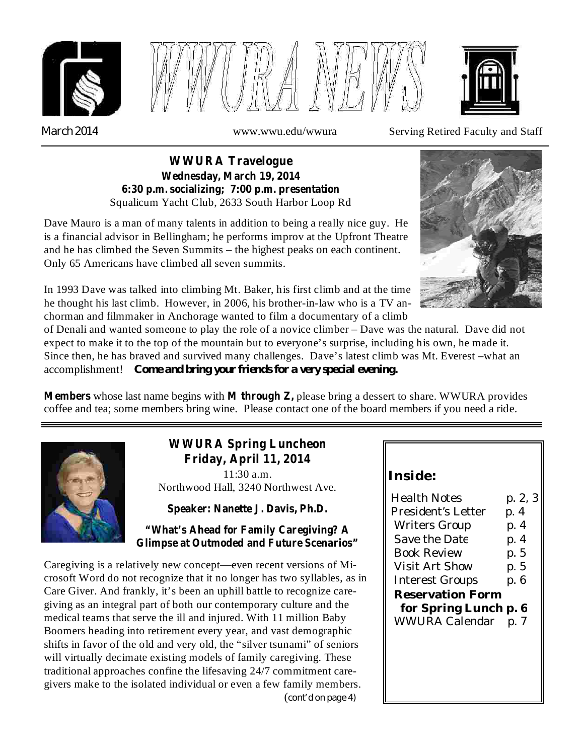# WWURA NEWS

March 2014 www.wwu.edu/wwura Serving Retired Faculty and Staff

## WWURA Travelogue

**Wednesday, March 19, 2014**
**6:30 p.m. socializing; 7:00 p.m. presentation**
Squalicum Yacht Club, 2633 South Harbor Loop Rd

Dave Mauro is a man of many talents in addition to being a really nice guy. He is a financial advisor in Bellingham; he performs improv at the Upfront Theatre and he has climbed the Seven Summits – the highest peaks on each continent. Only 65 Americans have climbed all seven summits.

In 1993 Dave was talked into climbing Mt. Baker, his first climb and at the time he thought his last climb. However, in 2006, his brother-in-law who is a TV anchorman and filmmaker in Anchorage wanted to film a documentary of a climb of Denali and wanted someone to play the role of a novice climber – Dave was the natural. Dave did not expect to make it to the top of the mountain but to everyone's surprise, including his own, he made it. Since then, he has braved and survived many challenges. Dave's latest climb was Mt. Everest –what an accomplishment! ***Come and bring your friends for a very special evening.***

**Members** whose last name begins with **M through Z,** please bring a dessert to share. WWURA provides coffee and tea; some members bring wine. Please contact one of the board members if you need a ride.

---

## WWURA Spring Luncheon
## Friday, April 11, 2014

11:30 a.m.
Northwood Hall, 3240 Northwest Ave.

**Speaker: Nanette J. Davis, Ph.D.**

**"What's Ahead for Family Caregiving? A Glimpse at Outmoded and Future Scenarios"**

Caregiving is a relatively new concept—even recent versions of Microsoft Word do not recognize that it no longer has two syllables, as in Care Giver. And frankly, it's been an uphill battle to recognize caregiving as an integral part of both our contemporary culture and the medical teams that serve the ill and injured. With 11 million Baby Boomers heading into retirement every year, and vast demographic shifts in favor of the old and very old, the "silver tsunami" of seniors will virtually decimate existing models of family caregiving. These traditional approaches confine the lifesaving 24/7 commitment caregivers make to the isolated individual or even a few family members.

(cont'd on page 4)

### Inside:

| | |
|---|---|
| Health Notes | p. 2, 3 |
| President's Letter | p. 4 |
| Writers Group | p. 4 |
| Save the Date | p. 4 |
| Book Review | p. 5 |
| Visit Art Show | p. 5 |
| Interest Groups | p. 6 |
| **Reservation Form for Spring Lunch** | **p. 6** |
| WWURA Calendar | p. 7 |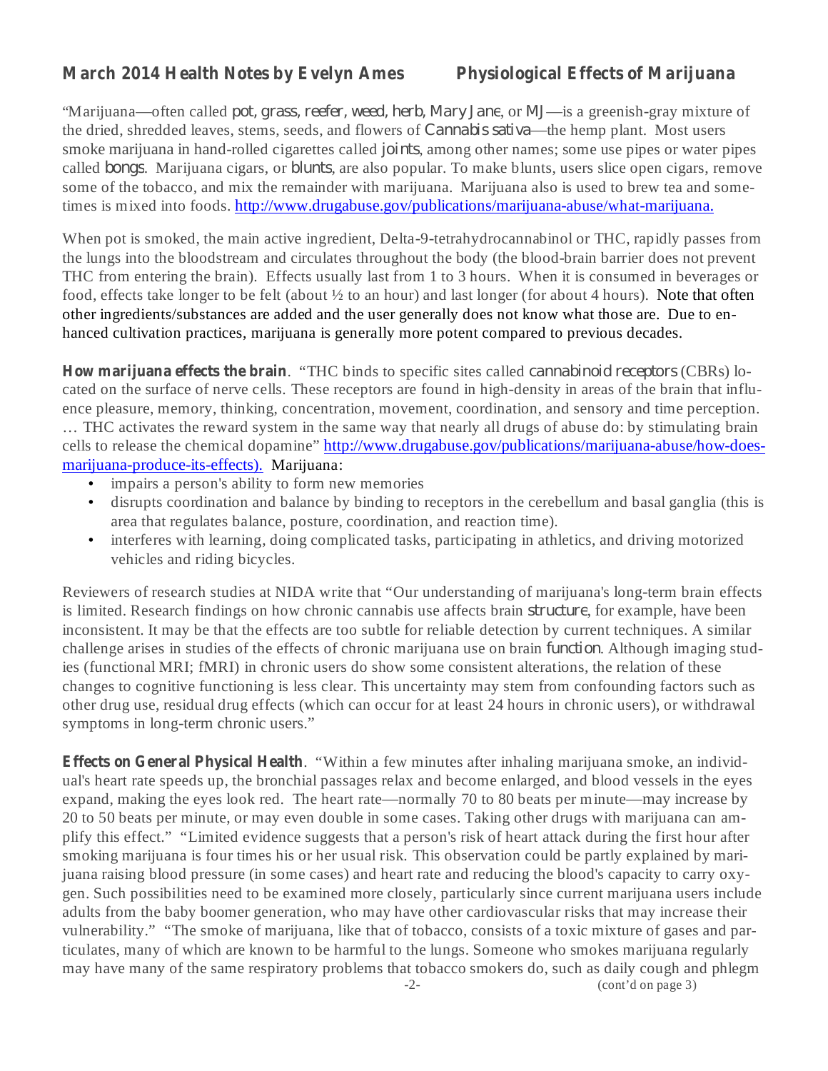## March 2014 Health Notes by Evelyn Ames — Physiological Effects of Marijuana

"Marijuana—often called *pot, grass, reefer, weed, herb, Mary Jane*, or *MJ*—is a greenish-gray mixture of the dried, shredded leaves, stems, seeds, and flowers of *Cannabis sativa*—the hemp plant. Most users smoke marijuana in hand-rolled cigarettes called *joints*, among other names; some use pipes or water pipes called *bongs*. Marijuana cigars, or *blunts*, are also popular. To make blunts, users slice open cigars, remove some of the tobacco, and mix the remainder with marijuana. Marijuana also is used to brew tea and sometimes is mixed into foods. http://www.drugabuse.gov/publications/marijuana-abuse/what-marijuana.

When pot is smoked, the main active ingredient, Delta-9-tetrahydrocannabinol or THC, rapidly passes from the lungs into the bloodstream and circulates throughout the body (the blood-brain barrier does not prevent THC from entering the brain). Effects usually last from 1 to 3 hours. When it is consumed in beverages or food, effects take longer to be felt (about ½ to an hour) and last longer (for about 4 hours). Note that often other ingredients/substances are added and the user generally does not know what those are. Due to enhanced cultivation practices, marijuana is generally more potent compared to previous decades.

**How marijuana effects the brain**. "THC binds to specific sites called *cannabinoid receptors* (CBRs) located on the surface of nerve cells. These receptors are found in high-density in areas of the brain that influence pleasure, memory, thinking, concentration, movement, coordination, and sensory and time perception. … THC activates the reward system in the same way that nearly all drugs of abuse do: by stimulating brain cells to release the chemical dopamine" http://www.drugabuse.gov/publications/marijuana-abuse/how-does-marijuana-produce-its-effects). Marijuana:

- impairs a person's ability to form new memories
- disrupts coordination and balance by binding to receptors in the cerebellum and basal ganglia (this is area that regulates balance, posture, coordination, and reaction time).
- interferes with learning, doing complicated tasks, participating in athletics, and driving motorized vehicles and riding bicycles.

Reviewers of research studies at NIDA write that "Our understanding of marijuana's long-term brain effects is limited. Research findings on how chronic cannabis use affects brain *structure*, for example, have been inconsistent. It may be that the effects are too subtle for reliable detection by current techniques. A similar challenge arises in studies of the effects of chronic marijuana use on brain *function*. Although imaging studies (functional MRI; fMRI) in chronic users do show some consistent alterations, the relation of these changes to cognitive functioning is less clear. This uncertainty may stem from confounding factors such as other drug use, residual drug effects (which can occur for at least 24 hours in chronic users), or withdrawal symptoms in long-term chronic users."

**Effects on General Physical Health**. "Within a few minutes after inhaling marijuana smoke, an individual's heart rate speeds up, the bronchial passages relax and become enlarged, and blood vessels in the eyes expand, making the eyes look red. The heart rate—normally 70 to 80 beats per minute—may increase by 20 to 50 beats per minute, or may even double in some cases. Taking other drugs with marijuana can amplify this effect." "Limited evidence suggests that a person's risk of heart attack during the first hour after smoking marijuana is four times his or her usual risk. This observation could be partly explained by marijuana raising blood pressure (in some cases) and heart rate and reducing the blood's capacity to carry oxygen. Such possibilities need to be examined more closely, particularly since current marijuana users include adults from the baby boomer generation, who may have other cardiovascular risks that may increase their vulnerability." "The smoke of marijuana, like that of tobacco, consists of a toxic mixture of gases and particulates, many of which are known to be harmful to the lungs. Someone who smokes marijuana regularly may have many of the same respiratory problems that tobacco smokers do, such as daily cough and phlegm

(cont'd on page 3)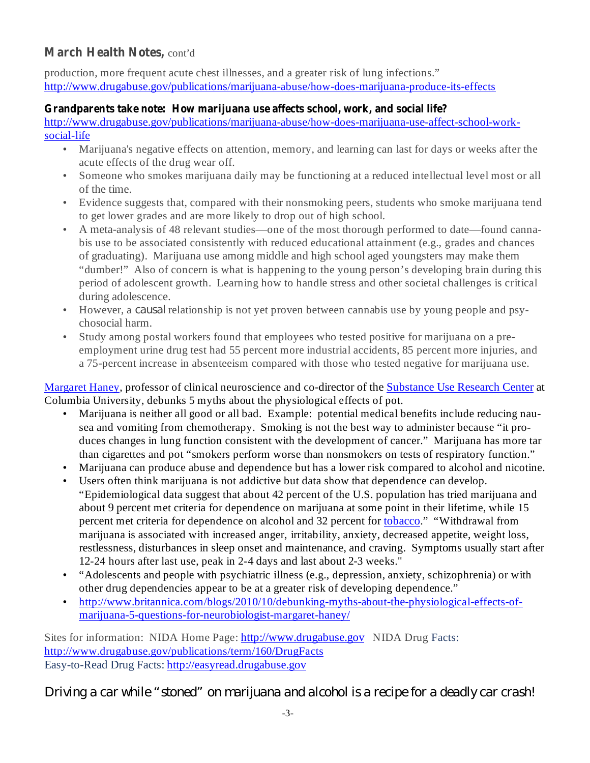## March Health Notes, cont'd

production, more frequent acute chest illnesses, and a greater risk of lung infections."
http://www.drugabuse.gov/publications/marijuana-abuse/how-does-marijuana-produce-its-effects

**Grandparents take note: How marijuana use affects school, work, and social life?**
http://www.drugabuse.gov/publications/marijuana-abuse/how-does-marijuana-use-affect-school-work-social-life

- Marijuana's negative effects on attention, memory, and learning can last for days or weeks after the acute effects of the drug wear off.
- Someone who smokes marijuana daily may be functioning at a reduced intellectual level most or all of the time.
- Evidence suggests that, compared with their nonsmoking peers, students who smoke marijuana tend to get lower grades and are more likely to drop out of high school.
- A meta-analysis of 48 relevant studies—one of the most thorough performed to date—found cannabis use to be associated consistently with reduced educational attainment (e.g., grades and chances of graduating). Marijuana use among middle and high school aged youngsters may make them "dumber!" Also of concern is what is happening to the young person's developing brain during this period of adolescent growth. Learning how to handle stress and other societal challenges is critical during adolescence.
- However, a causal relationship is not yet proven between cannabis use by young people and psychosocial harm.
- Study among postal workers found that employees who tested positive for marijuana on a pre-employment urine drug test had 55 percent more industrial accidents, 85 percent more injuries, and a 75-percent increase in absenteeism compared with those who tested negative for marijuana use.

Margaret Haney, professor of clinical neuroscience and co-director of the Substance Use Research Center at Columbia University, debunks 5 myths about the physiological effects of pot.

- Marijuana is neither all good or all bad. Example: potential medical benefits include reducing nausea and vomiting from chemotherapy. Smoking is not the best way to administer because "it produces changes in lung function consistent with the development of cancer." Marijuana has more tar than cigarettes and pot "smokers perform worse than nonsmokers on tests of respiratory function."
- Marijuana can produce abuse and dependence but has a lower risk compared to alcohol and nicotine.
- Users often think marijuana is not addictive but data show that dependence can develop. "Epidemiological data suggest that about 42 percent of the U.S. population has tried marijuana and about 9 percent met criteria for dependence on marijuana at some point in their lifetime, while 15 percent met criteria for dependence on alcohol and 32 percent for tobacco." "Withdrawal from marijuana is associated with increased anger, irritability, anxiety, decreased appetite, weight loss, restlessness, disturbances in sleep onset and maintenance, and craving. Symptoms usually start after 12-24 hours after last use, peak in 2-4 days and last about 2-3 weeks."
- "Adolescents and people with psychiatric illness (e.g., depression, anxiety, schizophrenia) or with other drug dependencies appear to be at a greater risk of developing dependence."
- http://www.britannica.com/blogs/2010/10/debunking-myths-about-the-physiological-effects-of-marijuana-5-questions-for-neurobiologist-margaret-haney/

Sites for information: NIDA Home Page: http://www.drugabuse.gov NIDA Drug Facts: http://www.drugabuse.gov/publications/term/160/DrugFacts
Easy-to-Read Drug Facts: http://easyread.drugabuse.gov

Driving a car while "stoned" on marijuana and alcohol is a recipe for a deadly car crash!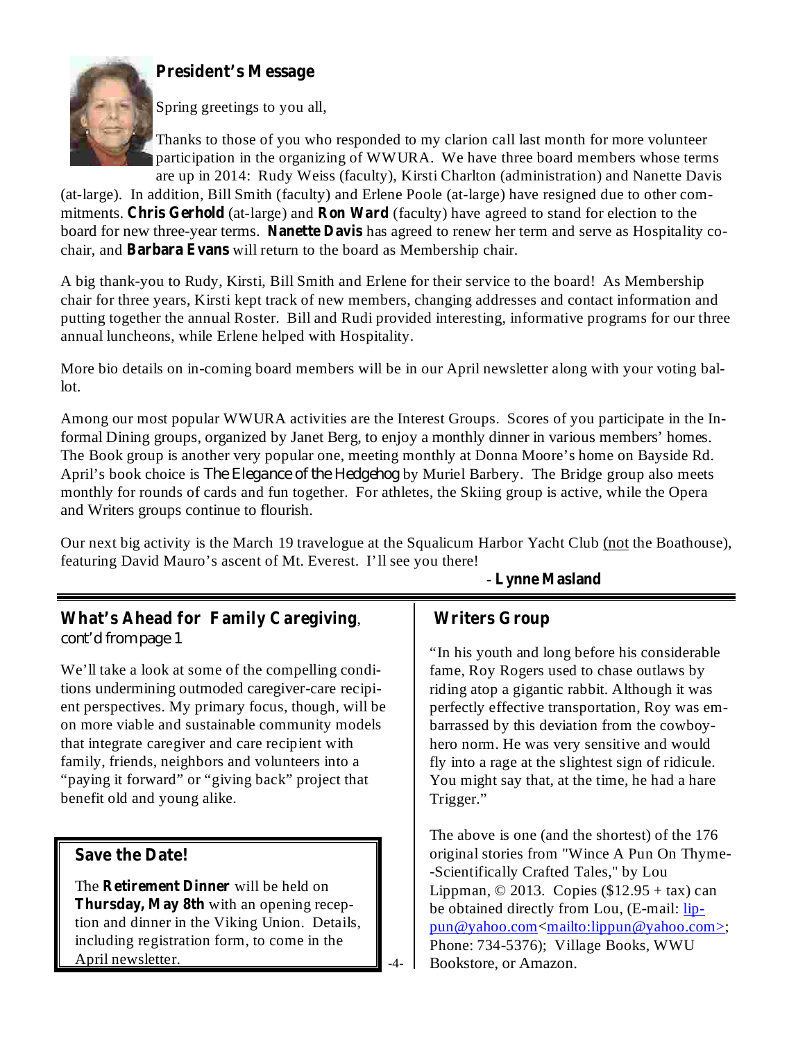## President's Message

Spring greetings to you all,

Thanks to those of you who responded to my clarion call last month for more volunteer participation in the organizing of WWURA. We have three board members whose terms are up in 2014: Rudy Weiss (faculty), Kirsti Charlton (administration) and Nanette Davis (at-large). In addition, Bill Smith (faculty) and Erlene Poole (at-large) have resigned due to other commitments. **Chris Gerhold** (at-large) and **Ron Ward** (faculty) have agreed to stand for election to the board for new three-year terms. **Nanette Davis** has agreed to renew her term and serve as Hospitality co-chair, and **Barbara Evans** will return to the board as Membership chair.

A big thank-you to Rudy, Kirsti, Bill Smith and Erlene for their service to the board! As Membership chair for three years, Kirsti kept track of new members, changing addresses and contact information and putting together the annual Roster. Bill and Rudi provided interesting, informative programs for our three annual luncheons, while Erlene helped with Hospitality.

More bio details on in-coming board members will be in our April newsletter along with your voting ballot.

Among our most popular WWURA activities are the Interest Groups. Scores of you participate in the Informal Dining groups, organized by Janet Berg, to enjoy a monthly dinner in various members' homes. The Book group is another very popular one, meeting monthly at Donna Moore's home on Bayside Rd. April's book choice is *The Elegance of the Hedgehog* by Muriel Barbery. The Bridge group also meets monthly for rounds of cards and fun together. For athletes, the Skiing group is active, while the Opera and Writers groups continue to flourish.

Our next big activity is the March 19 travelogue at the Squalicum Harbor Yacht Club (not the Boathouse), featuring David Mauro's ascent of Mt. Everest. I'll see you there!

- **Lynne Masland**

---

## What's Ahead for Family Caregiving, *cont'd from page 1*

We'll take a look at some of the compelling conditions undermining outmoded caregiver-care recipient perspectives. My primary focus, though, will be on more viable and sustainable community models that integrate caregiver and care recipient with family, friends, neighbors and volunteers into a "paying it forward" or "giving back" project that benefit old and young alike.

### Save the Date!

The **Retirement Dinner** will be held on **Thursday, May 8th** with an opening reception and dinner in the Viking Union. Details, including registration form, to come in the April newsletter.

## Writers Group

"In his youth and long before his considerable fame, Roy Rogers used to chase outlaws by riding atop a gigantic rabbit. Although it was perfectly effective transportation, Roy was embarrassed by this deviation from the cowboy-hero norm. He was very sensitive and would fly into a rage at the slightest sign of ridicule. You might say that, at the time, he had a hare Trigger."

The above is one (and the shortest) of the 176 original stories from "Wince A Pun On Thyme--Scientifically Crafted Tales," by Lou Lippman, © 2013. Copies ($12.95 + tax) can be obtained directly from Lou, (E-mail: lippun@yahoo.com<mailto:lippun@yahoo.com>; Phone: 734-5376); Village Books, WWU Bookstore, or Amazon.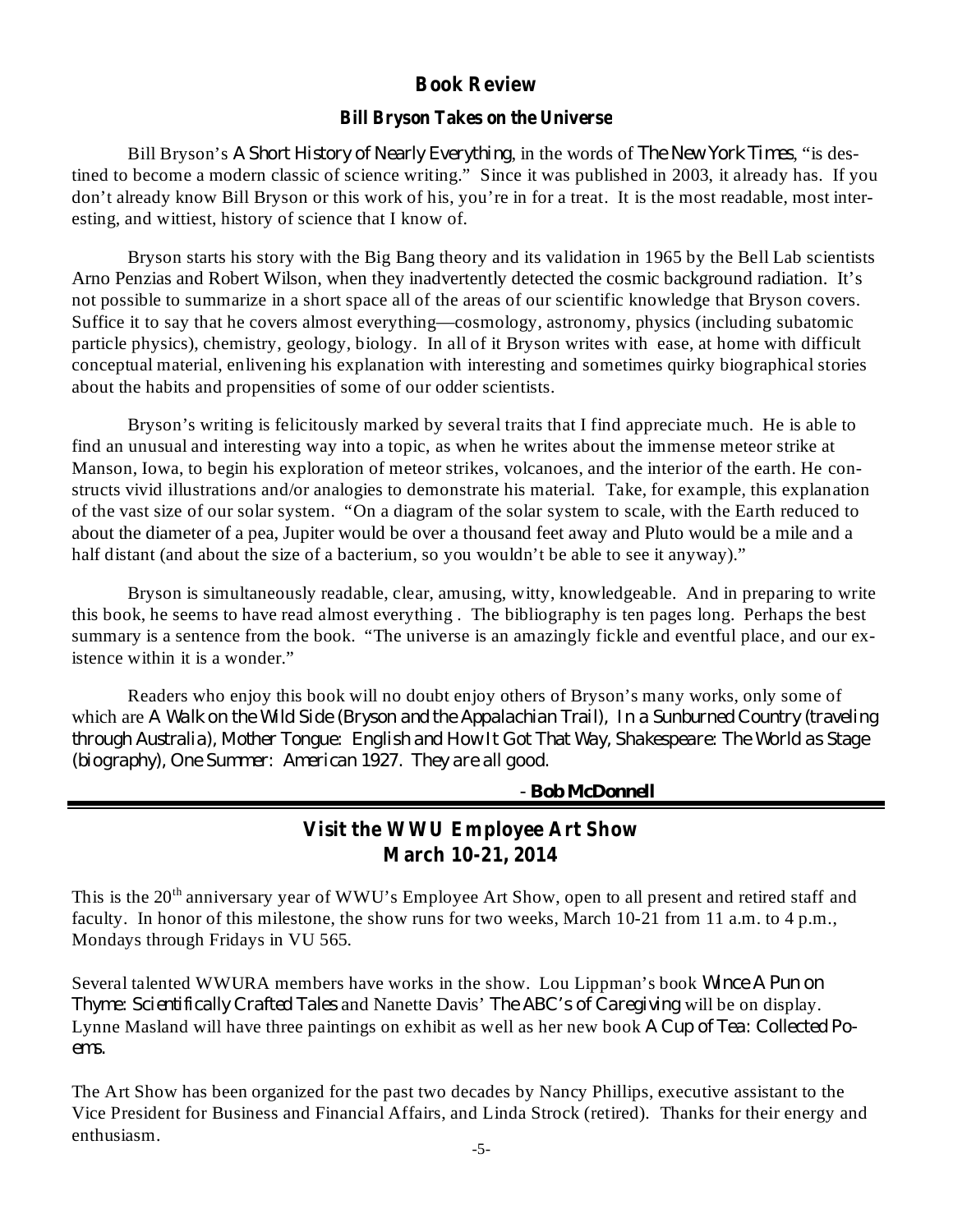## Book Review

### Bill Bryson Takes on the Universe

Bill Bryson's *A Short History of Nearly Everything*, in the words of *The New York Times*, "is destined to become a modern classic of science writing." Since it was published in 2003, it already has. If you don't already know Bill Bryson or this work of his, you're in for a treat. It is the most readable, most interesting, and wittiest, history of science that I know of.

Bryson starts his story with the Big Bang theory and its validation in 1965 by the Bell Lab scientists Arno Penzias and Robert Wilson, when they inadvertently detected the cosmic background radiation. It's not possible to summarize in a short space all of the areas of our scientific knowledge that Bryson covers. Suffice it to say that he covers almost everything—cosmology, astronomy, physics (including subatomic particle physics), chemistry, geology, biology. In all of it Bryson writes with ease, at home with difficult conceptual material, enlivening his explanation with interesting and sometimes quirky biographical stories about the habits and propensities of some of our odder scientists.

Bryson's writing is felicitously marked by several traits that I find appreciate much. He is able to find an unusual and interesting way into a topic, as when he writes about the immense meteor strike at Manson, Iowa, to begin his exploration of meteor strikes, volcanoes, and the interior of the earth. He constructs vivid illustrations and/or analogies to demonstrate his material. Take, for example, this explanation of the vast size of our solar system. "On a diagram of the solar system to scale, with the Earth reduced to about the diameter of a pea, Jupiter would be over a thousand feet away and Pluto would be a mile and a half distant (and about the size of a bacterium, so you wouldn't be able to see it anyway)."

Bryson is simultaneously readable, clear, amusing, witty, knowledgeable. And in preparing to write this book, he seems to have read almost everything . The bibliography is ten pages long. Perhaps the best summary is a sentence from the book. "The universe is an amazingly fickle and eventful place, and our existence within it is a wonder."

Readers who enjoy this book will no doubt enjoy others of Bryson's many works, only some of which are *A Walk on the Wild Side (Bryson and the Appalachian Trail), In a Sunburned Country (traveling through Australia), Mother Tongue: English and How It Got That Way, Shakespeare: The World as Stage (biography), One Summer: American 1927. They are all good.*

- ***Bob McDonnell***

---

## Visit the WWU Employee Art Show
## March 10-21, 2014

This is the 20th anniversary year of WWU's Employee Art Show, open to all present and retired staff and faculty. In honor of this milestone, the show runs for two weeks, March 10-21 from 11 a.m. to 4 p.m., Mondays through Fridays in VU 565.

Several talented WWURA members have works in the show. Lou Lippman's book *Wince A Pun on Thyme: Scientifically Crafted Tales* and Nanette Davis' *The ABC's of Caregiving* will be on display. Lynne Masland will have three paintings on exhibit as well as her new book *A Cup of Tea: Collected Poems.*

The Art Show has been organized for the past two decades by Nancy Phillips, executive assistant to the Vice President for Business and Financial Affairs, and Linda Strock (retired). Thanks for their energy and enthusiasm.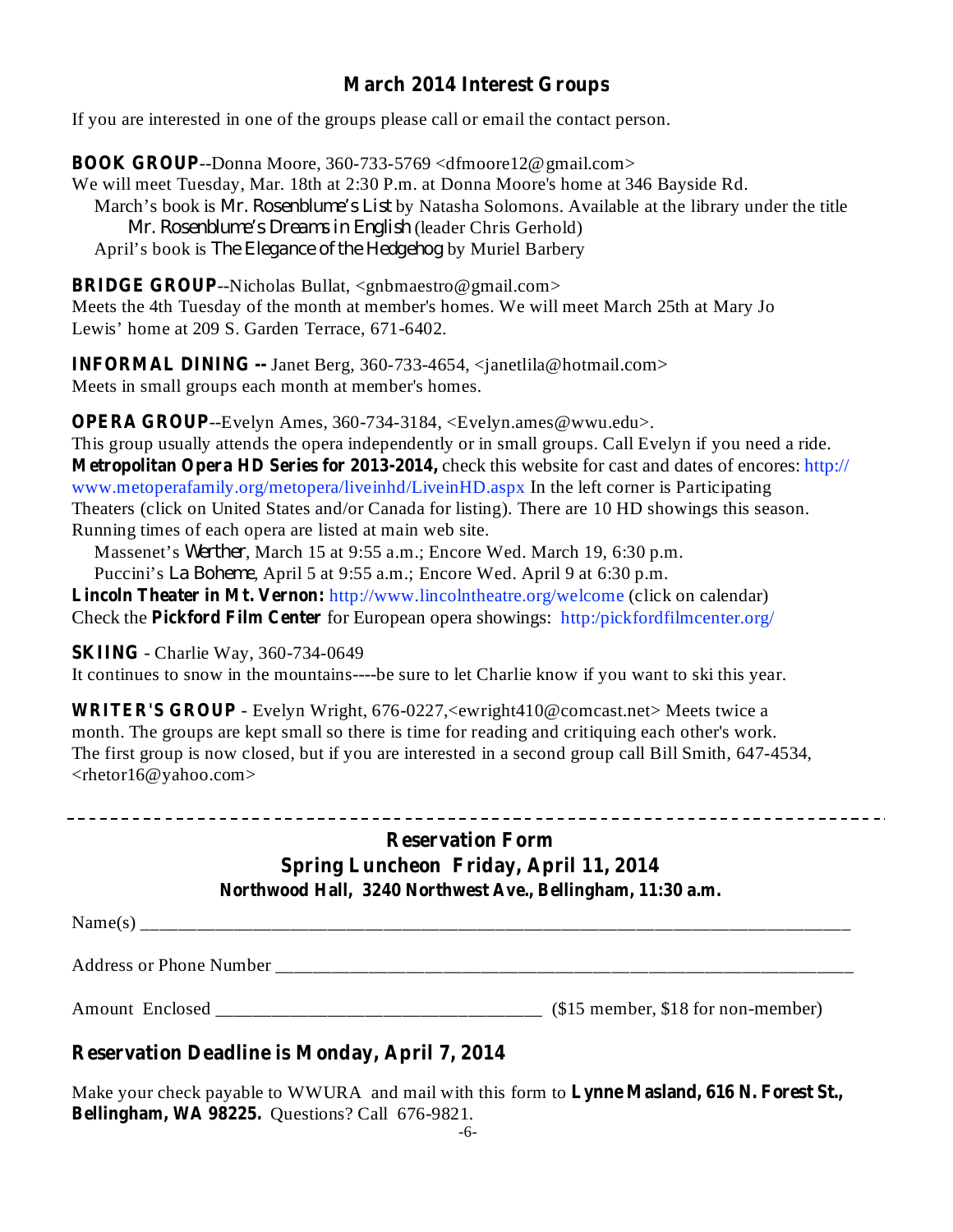## March 2014 Interest Groups

If you are interested in one of the groups please call or email the contact person.

**BOOK GROUP**--Donna Moore, 360-733-5769 <dfmoore12@gmail.com>
We will meet Tuesday, Mar. 18th at 2:30 P.m. at Donna Moore's home at 346 Bayside Rd.
March's book is *Mr. Rosenblume's List* by Natasha Solomons. Available at the library under the title *Mr. Rosenblume's Dreams in English* (leader Chris Gerhold)
April's book is *The Elegance of the Hedgehog* by Muriel Barbery

**BRIDGE GROUP**--Nicholas Bullat, <gnbmaestro@gmail.com>
Meets the 4th Tuesday of the month at member's homes. We will meet March 25th at Mary Jo Lewis' home at 209 S. Garden Terrace, 671-6402.

**INFORMAL DINING --** Janet Berg, 360-733-4654, <janetlila@hotmail.com>
Meets in small groups each month at member's homes.

**OPERA GROUP**--Evelyn Ames, 360-734-3184, <Evelyn.ames@wwu.edu>.
This group usually attends the opera independently or in small groups. Call Evelyn if you need a ride.
**Metropolitan Opera HD Series for 2013-2014,** check this website for cast and dates of encores: http://www.metoperafamily.org/metopera/liveinhd/LiveinHD.aspx In the left corner is Participating Theaters (click on United States and/or Canada for listing). There are 10 HD showings this season. Running times of each opera are listed at main web site.
Massenet's *Werther*, March 15 at 9:55 a.m.; Encore Wed. March 19, 6:30 p.m.
Puccini's *La Boheme*, April 5 at 9:55 a.m.; Encore Wed. April 9 at 6:30 p.m.
**Lincoln Theater in Mt. Vernon:** http://www.lincolntheatre.org/welcome (click on calendar)
Check the **Pickford Film Center** for European opera showings: http:/pickfordfilmcenter.org/

**SKIING** - Charlie Way, 360-734-0649
It continues to snow in the mountains----be sure to let Charlie know if you want to ski this year.

**WRITER'S GROUP** - Evelyn Wright, 676-0227,<ewright410@comcast.net> Meets twice a month. The groups are kept small so there is time for reading and critiquing each other's work. The first group is now closed, but if you are interested in a second group call Bill Smith, 647-4534, <rhetor16@yahoo.com>

---

## Reservation Form
### Spring Luncheon Friday, April 11, 2014
**Northwood Hall, 3240 Northwest Ave., Bellingham, 11:30 a.m.**

Name(s) ______________________________________________________________________

Address or Phone Number ______________________________________________________

Amount Enclosed _________________________________ ($15 member, $18 for non-member)

**Reservation Deadline is Monday, April 7, 2014**

Make your check payable to WWURA and mail with this form to **Lynne Masland, 616 N. Forest St., Bellingham, WA 98225.** Questions? Call 676-9821.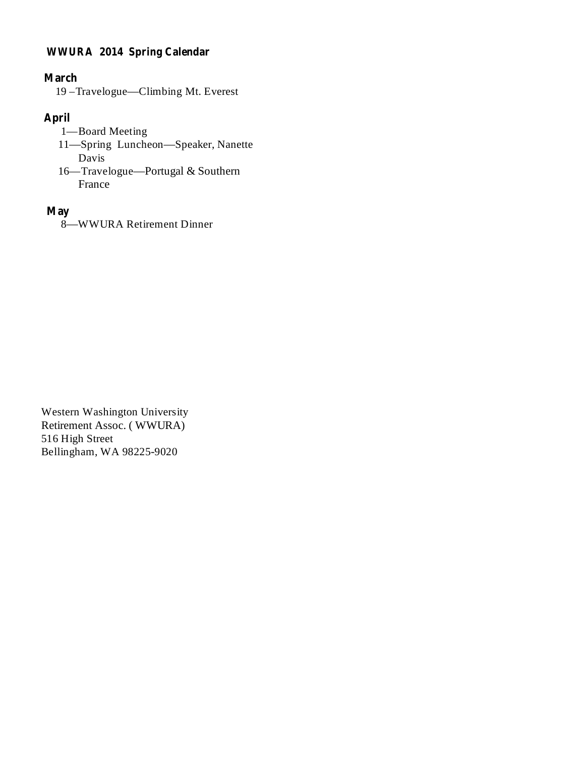**WWURA 2014 Spring Calendar**

**March**

19 –Travelogue—Climbing Mt. Everest

**April**

1—Board Meeting

11—Spring Luncheon—Speaker, Nanette Davis

16—Travelogue—Portugal & Southern France

**May**

8—WWURA Retirement Dinner

Western Washington University
Retirement Assoc. ( WWURA)
516 High Street
Bellingham, WA 98225-9020